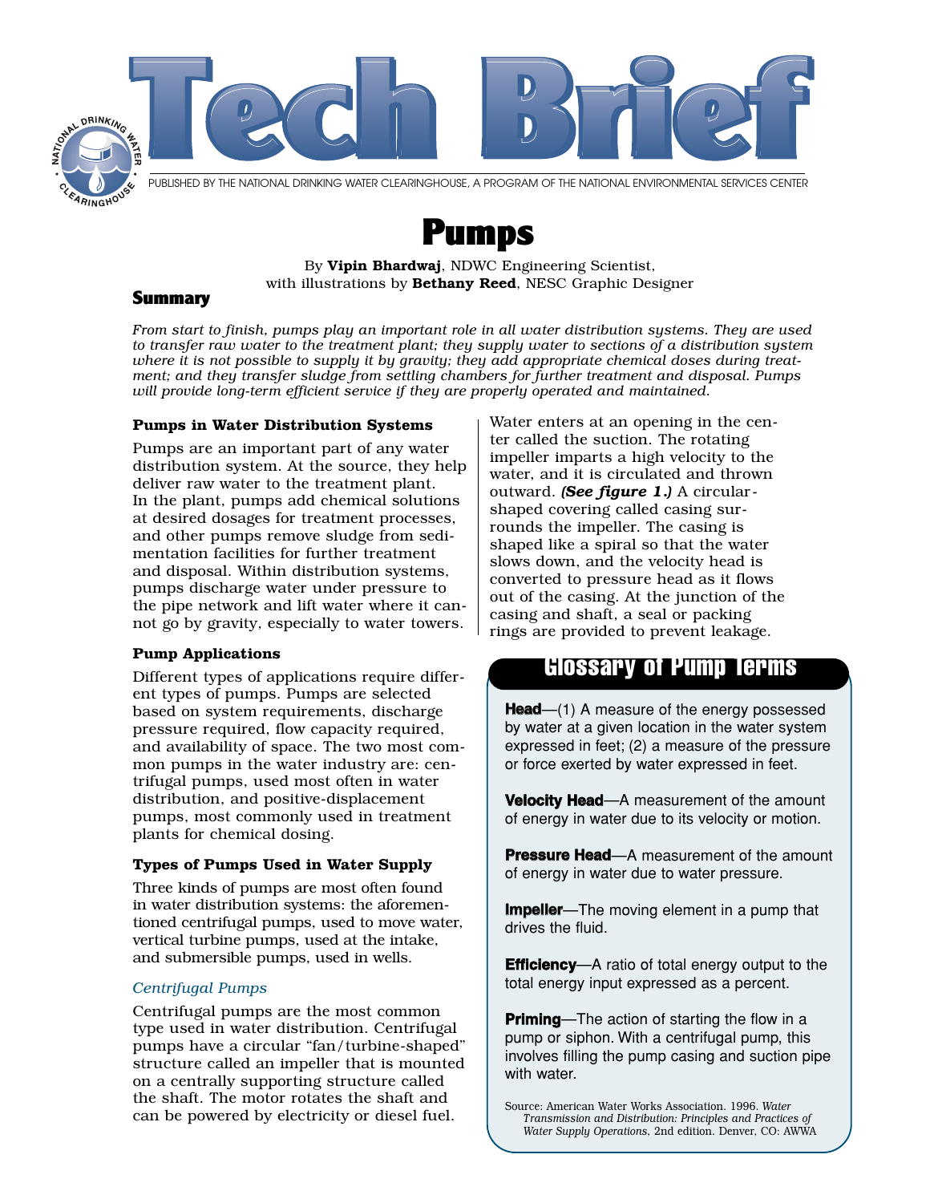# Tech Brief

PUBLISHED BY THE NATIONAL DRINKING WATER CLEARINGHOUSE, A PROGRAM OF THE NATIONAL ENVIRONMENTAL SERVICES CENTER

# Pumps

By **Vipin Bhardwaj**, NDWC Engineering Scientist,
with illustrations by **Bethany Reed**, NESC Graphic Designer

## Summary

*From start to finish, pumps play an important role in all water distribution systems. They are used to transfer raw water to the treatment plant; they supply water to sections of a distribution system where it is not possible to supply it by gravity; they add appropriate chemical doses during treatment; and they transfer sludge from settling chambers for further treatment and disposal. Pumps will provide long-term efficient service if they are properly operated and maintained.*

### Pumps in Water Distribution Systems

Pumps are an important part of any water distribution system. At the source, they help deliver raw water to the treatment plant. In the plant, pumps add chemical solutions at desired dosages for treatment processes, and other pumps remove sludge from sedimentation facilities for further treatment and disposal. Within distribution systems, pumps discharge water under pressure to the pipe network and lift water where it cannot go by gravity, especially to water towers.

### Pump Applications

Different types of applications require different types of pumps. Pumps are selected based on system requirements, discharge pressure required, flow capacity required, and availability of space. The two most common pumps in the water industry are: centrifugal pumps, used most often in water distribution, and positive-displacement pumps, most commonly used in treatment plants for chemical dosing.

### Types of Pumps Used in Water Supply

Three kinds of pumps are most often found in water distribution systems: the aforementioned centrifugal pumps, used to move water, vertical turbine pumps, used at the intake, and submersible pumps, used in wells.

#### *Centrifugal Pumps*

Centrifugal pumps are the most common type used in water distribution. Centrifugal pumps have a circular "fan/turbine-shaped" structure called an impeller that is mounted on a centrally supporting structure called the shaft. The motor rotates the shaft and can be powered by electricity or diesel fuel. Water enters at an opening in the center called the suction. The rotating impeller imparts a high velocity to the water, and it is circulated and thrown outward. ***(See figure 1.)*** A circular-shaped covering called casing surrounds the impeller. The casing is shaped like a spiral so that the water slows down, and the velocity head is converted to pressure head as it flows out of the casing. At the junction of the casing and shaft, a seal or packing rings are provided to prevent leakage.

## Glossary of Pump Terms

**Head**—(1) A measure of the energy possessed by water at a given location in the water system expressed in feet; (2) a measure of the pressure or force exerted by water expressed in feet.

**Velocity Head**—A measurement of the amount of energy in water due to its velocity or motion.

**Pressure Head**—A measurement of the amount of energy in water due to water pressure.

**Impeller**—The moving element in a pump that drives the fluid.

**Efficiency**—A ratio of total energy output to the total energy input expressed as a percent.

**Priming**—The action of starting the flow in a pump or siphon. With a centrifugal pump, this involves filling the pump casing and suction pipe with water.

Source: American Water Works Association. 1996. *Water Transmission and Distribution: Principles and Practices of Water Supply Operations*, 2nd edition. Denver, CO: AWWA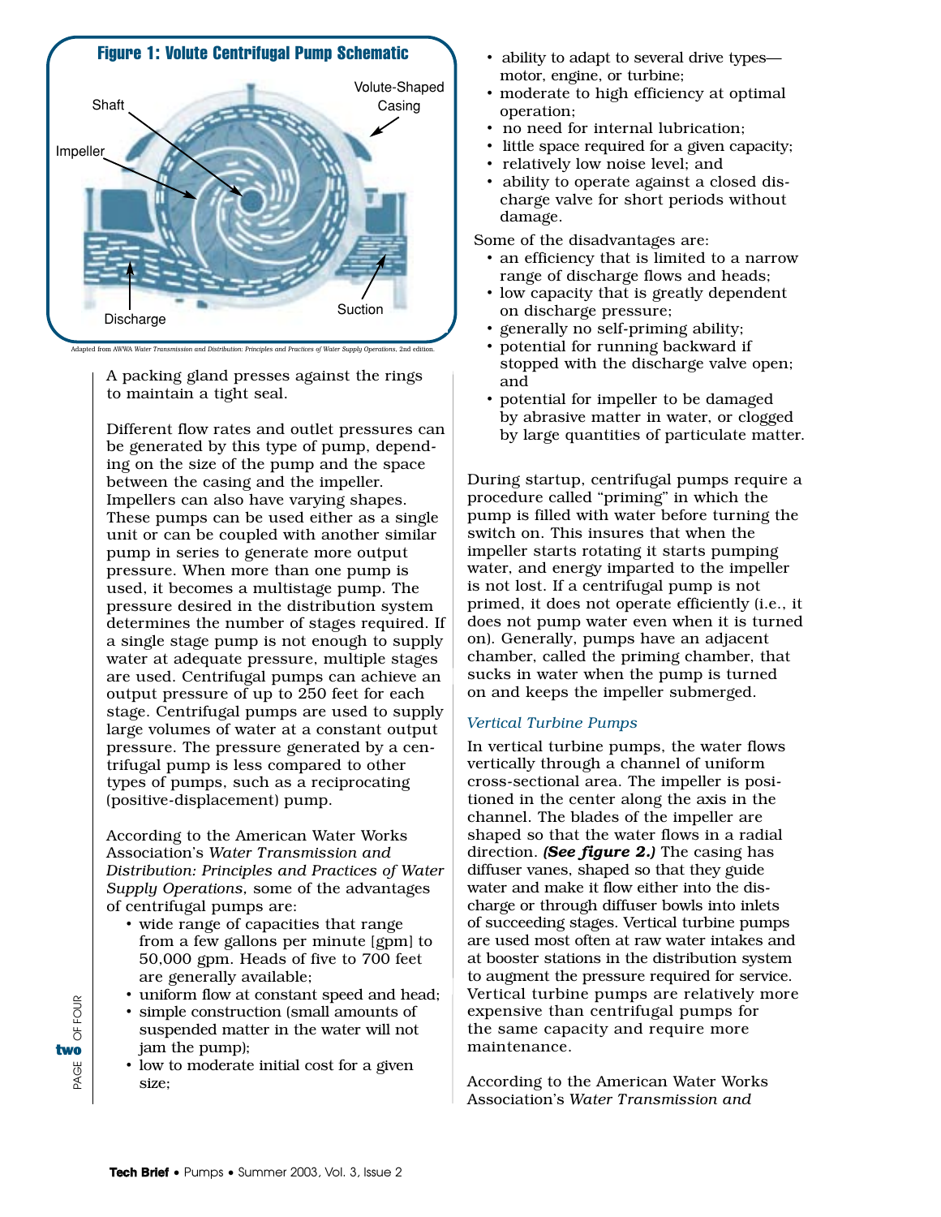**Figure 1: Volute Centrifugal Pump Schematic**

Shaft

Volute-Shaped Casing

Impeller

Discharge

Suction

Adapted from AWWA *Water Transmission and Distribution: Principles and Practices of Water Supply Operations*, 2nd edition.

A packing gland presses against the rings to maintain a tight seal.

Different flow rates and outlet pressures can be generated by this type of pump, depending on the size of the pump and the space between the casing and the impeller. Impellers can also have varying shapes. These pumps can be used either as a single unit or can be coupled with another similar pump in series to generate more output pressure. When more than one pump is used, it becomes a multistage pump. The pressure desired in the distribution system determines the number of stages required. If a single stage pump is not enough to supply water at adequate pressure, multiple stages are used. Centrifugal pumps can achieve an output pressure of up to 250 feet for each stage. Centrifugal pumps are used to supply large volumes of water at a constant output pressure. The pressure generated by a centrifugal pump is less compared to other types of pumps, such as a reciprocating (positive-displacement) pump.

According to the American Water Works Association's *Water Transmission and Distribution: Principles and Practices of Water Supply Operations,* some of the advantages of centrifugal pumps are:

- wide range of capacities that range from a few gallons per minute [gpm] to 50,000 gpm. Heads of five to 700 feet are generally available;
- uniform flow at constant speed and head;
- simple construction (small amounts of suspended matter in the water will not jam the pump);
- low to moderate initial cost for a given size;
- ability to adapt to several drive types—motor, engine, or turbine;
- moderate to high efficiency at optimal operation;
- no need for internal lubrication;
- little space required for a given capacity;
- relatively low noise level; and
- ability to operate against a closed discharge valve for short periods without damage.

Some of the disadvantages are:

- an efficiency that is limited to a narrow range of discharge flows and heads;
- low capacity that is greatly dependent on discharge pressure;
- generally no self-priming ability;
- potential for running backward if stopped with the discharge valve open; and
- potential for impeller to be damaged by abrasive matter in water, or clogged by large quantities of particulate matter.

During startup, centrifugal pumps require a procedure called "priming" in which the pump is filled with water before turning the switch on. This insures that when the impeller starts rotating it starts pumping water, and energy imparted to the impeller is not lost. If a centrifugal pump is not primed, it does not operate efficiently (i.e., it does not pump water even when it is turned on). Generally, pumps have an adjacent chamber, called the priming chamber, that sucks in water when the pump is turned on and keeps the impeller submerged.

### *Vertical Turbine Pumps*

In vertical turbine pumps, the water flows vertically through a channel of uniform cross-sectional area. The impeller is positioned in the center along the axis in the channel. The blades of the impeller are shaped so that the water flows in a radial direction. ***(See figure 2.)*** The casing has diffuser vanes, shaped so that they guide water and make it flow either into the discharge or through diffuser bowls into inlets of succeeding stages. Vertical turbine pumps are used most often at raw water intakes and at booster stations in the distribution system to augment the pressure required for service. Vertical turbine pumps are relatively more expensive than centrifugal pumps for the same capacity and require more maintenance.

According to the American Water Works Association's *Water Transmission and*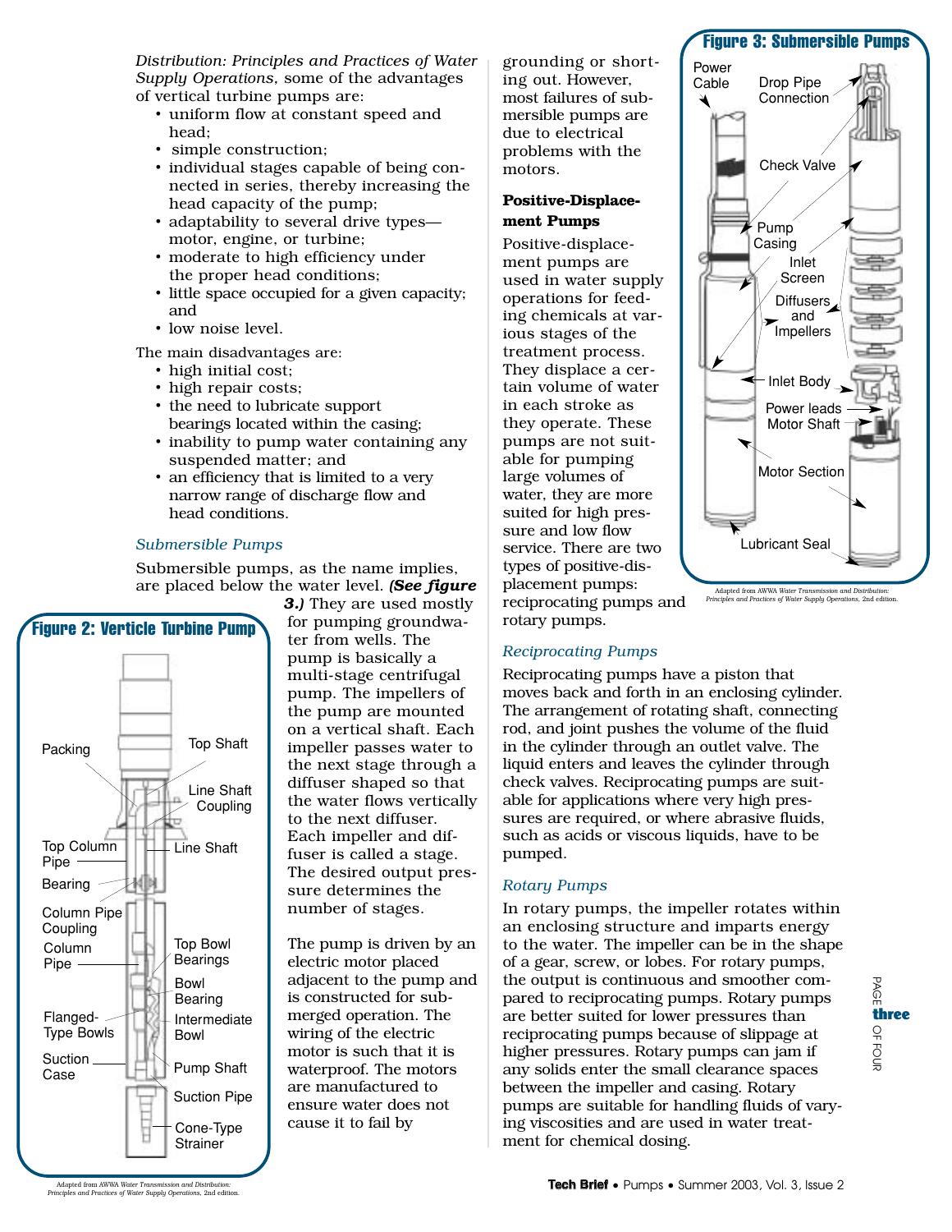*Distribution: Principles and Practices of Water Supply Operations*, some of the advantages of vertical turbine pumps are:

- uniform flow at constant speed and head;
- simple construction;
- individual stages capable of being connected in series, thereby increasing the head capacity of the pump;
- adaptability to several drive types—motor, engine, or turbine;
- moderate to high efficiency under the proper head conditions;
- little space occupied for a given capacity; and
- low noise level.

The main disadvantages are:

- high initial cost;
- high repair costs;
- the need to lubricate support bearings located within the casing;
- inability to pump water containing any suspended matter; and
- an efficiency that is limited to a very narrow range of discharge flow and head conditions.

### *Submersible Pumps*

Submersible pumps, as the name implies, are placed below the water level. ***(See figure 3.)*** They are used mostly for pumping groundwater from wells. The pump is basically a multi-stage centrifugal pump. The impellers of the pump are mounted on a vertical shaft. Each impeller passes water to the next stage through a diffuser shaped so that the water flows vertically to the next diffuser. Each impeller and diffuser is called a stage. The desired output pressure determines the number of stages.

The pump is driven by an electric motor placed adjacent to the pump and is constructed for submerged operation. The wiring of the electric motor is such that it is waterproof. The motors are manufactured to ensure water does not cause it to fail by grounding or shorting out. However, most failures of submersible pumps are due to electrical problems with the motors.

**Figure 2: Verticle Turbine Pump**

Packing
Top Shaft
Line Shaft Coupling
Top Column Pipe
Line Shaft
Bearing
Column Pipe Coupling
Column Pipe
Top Bowl Bearings
Bowl Bearing
Flanged-Type Bowls
Intermediate Bowl
Suction Case
Pump Shaft
Suction Pipe
Cone-Type Strainer

Adapted from AWWA *Water Transmission and Distribution: Principles and Practices of Water Supply Operations*, 2nd edition.

## Positive-Displacement Pumps

Positive-displacement pumps are used in water supply operations for feeding chemicals at various stages of the treatment process. They displace a certain volume of water in each stroke as they operate. These pumps are not suitable for pumping large volumes of water, they are more suited for high pressure and low flow service. There are two types of positive-displacement pumps: reciprocating pumps and rotary pumps.

**Figure 3: Submersible Pumps**

Power Cable
Drop Pipe Connection
Check Valve
Pump Casing
Inlet Screen
Diffusers and Impellers
Inlet Body
Power leads
Motor Shaft
Motor Section
Lubricant Seal

Adapted from AWWA *Water Transmission and Distribution: Principles and Practices of Water Supply Operations*, 2nd edition.

### *Reciprocating Pumps*

Reciprocating pumps have a piston that moves back and forth in an enclosing cylinder. The arrangement of rotating shaft, connecting rod, and joint pushes the volume of the fluid in the cylinder through an outlet valve. The liquid enters and leaves the cylinder through check valves. Reciprocating pumps are suitable for applications where very high pressures are required, or where abrasive fluids, such as acids or viscous liquids, have to be pumped.

### *Rotary Pumps*

In rotary pumps, the impeller rotates within an enclosing structure and imparts energy to the water. The impeller can be in the shape of a gear, screw, or lobes. For rotary pumps, the output is continuous and smoother compared to reciprocating pumps. Rotary pumps are better suited for lower pressures than reciprocating pumps because of slippage at higher pressures. Rotary pumps can jam if any solids enter the small clearance spaces between the impeller and casing. Rotary pumps are suitable for handling fluids of varying viscosities and are used in water treatment for chemical dosing.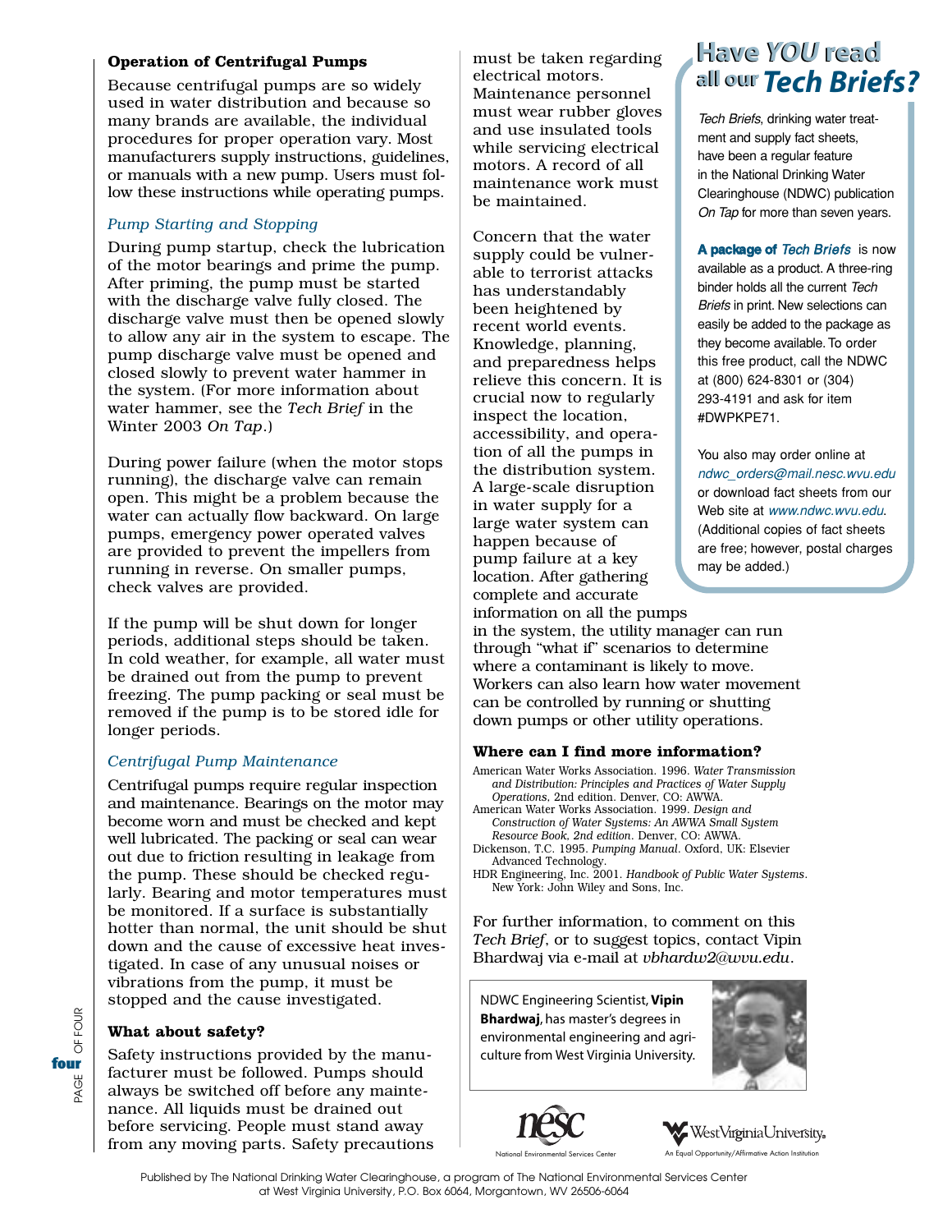### Operation of Centrifugal Pumps

Because centrifugal pumps are so widely used in water distribution and because so many brands are available, the individual procedures for proper operation vary. Most manufacturers supply instructions, guidelines, or manuals with a new pump. Users must follow these instructions while operating pumps.

#### *Pump Starting and Stopping*

During pump startup, check the lubrication of the motor bearings and prime the pump. After priming, the pump must be started with the discharge valve fully closed. The discharge valve must then be opened slowly to allow any air in the system to escape. The pump discharge valve must be opened and closed slowly to prevent water hammer in the system. (For more information about water hammer, see the *Tech Brief* in the Winter 2003 *On Tap*.)

During power failure (when the motor stops running), the discharge valve can remain open. This might be a problem because the water can actually flow backward. On large pumps, emergency power operated valves are provided to prevent the impellers from running in reverse. On smaller pumps, check valves are provided.

If the pump will be shut down for longer periods, additional steps should be taken. In cold weather, for example, all water must be drained out from the pump to prevent freezing. The pump packing or seal must be removed if the pump is to be stored idle for longer periods.

#### *Centrifugal Pump Maintenance*

Centrifugal pumps require regular inspection and maintenance. Bearings on the motor may become worn and must be checked and kept well lubricated. The packing or seal can wear out due to friction resulting in leakage from the pump. These should be checked regularly. Bearing and motor temperatures must be monitored. If a surface is substantially hotter than normal, the unit should be shut down and the cause of excessive heat investigated. In case of any unusual noises or vibrations from the pump, it must be stopped and the cause investigated.

### What about safety?

Safety instructions provided by the manufacturer must be followed. Pumps should always be switched off before any maintenance. All liquids must be drained out before servicing. People must stand away from any moving parts. Safety precautions must be taken regarding electrical motors. Maintenance personnel must wear rubber gloves and use insulated tools while servicing electrical motors. A record of all maintenance work must be maintained.

Concern that the water supply could be vulnerable to terrorist attacks has understandably been heightened by recent world events. Knowledge, planning, and preparedness helps relieve this concern. It is crucial now to regularly inspect the location, accessibility, and operation of all the pumps in the distribution system. A large-scale disruption in water supply for a large water system can happen because of pump failure at a key location. After gathering complete and accurate information on all the pumps in the system, the utility manager can run through "what if" scenarios to determine where a contaminant is likely to move. Workers can also learn how water movement can be controlled by running or shutting down pumps or other utility operations.

### Where can I find more information?

American Water Works Association. 1996. *Water Transmission and Distribution: Principles and Practices of Water Supply Operations*, 2nd edition. Denver, CO: AWWA.

American Water Works Association. 1999. *Design and Construction of Water Systems: An AWWA Small System Resource Book, 2nd edition*. Denver, CO: AWWA.

Dickenson, T.C. 1995. *Pumping Manual*. Oxford, UK: Elsevier Advanced Technology.

HDR Engineering, Inc. 2001. *Handbook of Public Water Systems*. New York: John Wiley and Sons, Inc.

For further information, to comment on this *Tech Brief*, or to suggest topics, contact Vipin Bhardwaj via e-mail at *vbhardw2@wvu.edu*.

NDWC Engineering Scientist, **Vipin Bhardwaj**, has master's degrees in environmental engineering and agriculture from West Virginia University.

## Have *YOU* read all our *Tech Briefs?*

*Tech Briefs*, drinking water treatment and supply fact sheets, have been a regular feature in the National Drinking Water Clearinghouse (NDWC) publication *On Tap* for more than seven years.

**A package of *Tech Briefs*** is now available as a product. A three-ring binder holds all the current *Tech Briefs* in print. New selections can easily be added to the package as they become available. To order this free product, call the NDWC at (800) 624-8301 or (304) 293-4191 and ask for item #DWPKPE71.

You also may order online at *ndwc_orders@mail.nesc.wvu.edu* or download fact sheets from our Web site at *www.ndwc.wvu.edu*. (Additional copies of fact sheets are free; however, postal charges may be added.)

nesc — National Environmental Services Center

West Virginia University — An Equal Opportunity/Affirmative Action Institution

Published by The National Drinking Water Clearinghouse, a program of The National Environmental Services Center at West Virginia University, P.O. Box 6064, Morgantown, WV 26506-6064